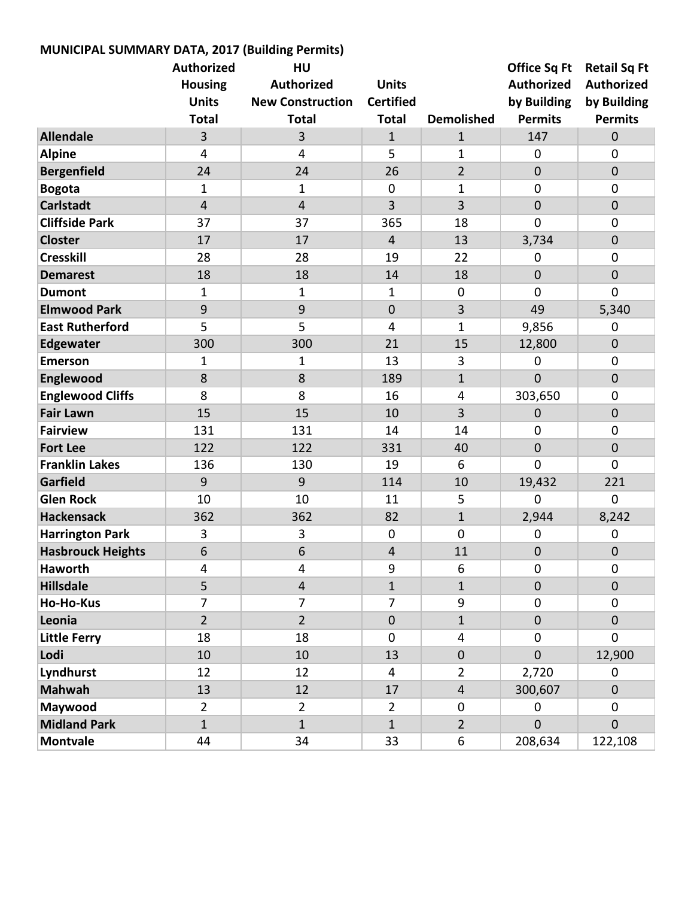**MUNICIPAL SUMMARY DATA, 2017 (Building Permits)**

| | Authorized Housing Units Total | HU Authorized New Construction Total | Units Certified Total | Demolished | Office Sq Ft Authorized by Building Permits | Retail Sq Ft Authorized by Building Permits |
|---|---|---|---|---|---|---|
| **Allendale** | 3 | 3 | 1 | 1 | 147 | 0 |
| **Alpine** | 4 | 4 | 5 | 1 | 0 | 0 |
| **Bergenfield** | 24 | 24 | 26 | 2 | 0 | 0 |
| **Bogota** | 1 | 1 | 0 | 1 | 0 | 0 |
| **Carlstadt** | 4 | 4 | 3 | 3 | 0 | 0 |
| **Cliffside Park** | 37 | 37 | 365 | 18 | 0 | 0 |
| **Closter** | 17 | 17 | 4 | 13 | 3,734 | 0 |
| **Cresskill** | 28 | 28 | 19 | 22 | 0 | 0 |
| **Demarest** | 18 | 18 | 14 | 18 | 0 | 0 |
| **Dumont** | 1 | 1 | 1 | 0 | 0 | 0 |
| **Elmwood Park** | 9 | 9 | 0 | 3 | 49 | 5,340 |
| **East Rutherford** | 5 | 5 | 4 | 1 | 9,856 | 0 |
| **Edgewater** | 300 | 300 | 21 | 15 | 12,800 | 0 |
| **Emerson** | 1 | 1 | 13 | 3 | 0 | 0 |
| **Englewood** | 8 | 8 | 189 | 1 | 0 | 0 |
| **Englewood Cliffs** | 8 | 8 | 16 | 4 | 303,650 | 0 |
| **Fair Lawn** | 15 | 15 | 10 | 3 | 0 | 0 |
| **Fairview** | 131 | 131 | 14 | 14 | 0 | 0 |
| **Fort Lee** | 122 | 122 | 331 | 40 | 0 | 0 |
| **Franklin Lakes** | 136 | 130 | 19 | 6 | 0 | 0 |
| **Garfield** | 9 | 9 | 114 | 10 | 19,432 | 221 |
| **Glen Rock** | 10 | 10 | 11 | 5 | 0 | 0 |
| **Hackensack** | 362 | 362 | 82 | 1 | 2,944 | 8,242 |
| **Harrington Park** | 3 | 3 | 0 | 0 | 0 | 0 |
| **Hasbrouck Heights** | 6 | 6 | 4 | 11 | 0 | 0 |
| **Haworth** | 4 | 4 | 9 | 6 | 0 | 0 |
| **Hillsdale** | 5 | 4 | 1 | 1 | 0 | 0 |
| **Ho-Ho-Kus** | 7 | 7 | 7 | 9 | 0 | 0 |
| **Leonia** | 2 | 2 | 0 | 1 | 0 | 0 |
| **Little Ferry** | 18 | 18 | 0 | 4 | 0 | 0 |
| **Lodi** | 10 | 10 | 13 | 0 | 0 | 12,900 |
| **Lyndhurst** | 12 | 12 | 4 | 2 | 2,720 | 0 |
| **Mahwah** | 13 | 12 | 17 | 4 | 300,607 | 0 |
| **Maywood** | 2 | 2 | 2 | 0 | 0 | 0 |
| **Midland Park** | 1 | 1 | 1 | 2 | 0 | 0 |
| **Montvale** | 44 | 34 | 33 | 6 | 208,634 | 122,108 |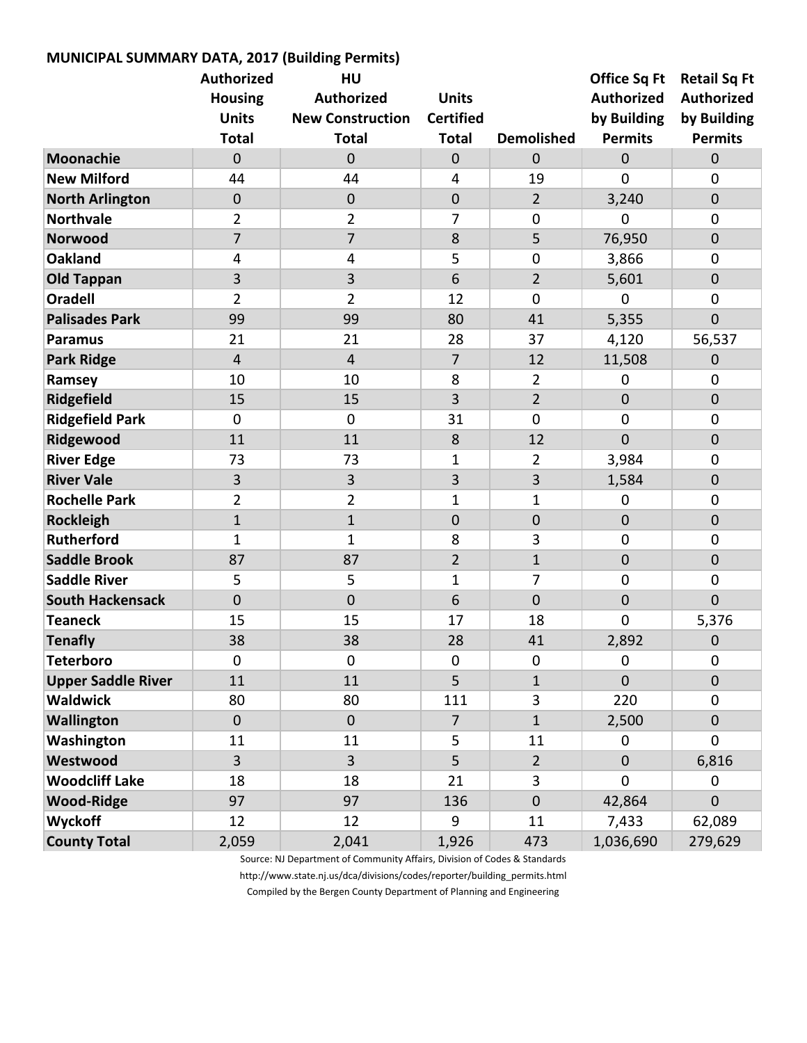**MUNICIPAL SUMMARY DATA, 2017 (Building Permits)**

| | Authorized Housing Units Total | HU Authorized New Construction Total | Units Certified Total | Demolished | Office Sq Ft Authorized by Building Permits | Retail Sq Ft Authorized by Building Permits |
|---|---|---|---|---|---|---|
| **Moonachie** | 0 | 0 | 0 | 0 | 0 | 0 |
| **New Milford** | 44 | 44 | 4 | 19 | 0 | 0 |
| **North Arlington** | 0 | 0 | 0 | 2 | 3,240 | 0 |
| **Northvale** | 2 | 2 | 7 | 0 | 0 | 0 |
| **Norwood** | 7 | 7 | 8 | 5 | 76,950 | 0 |
| **Oakland** | 4 | 4 | 5 | 0 | 3,866 | 0 |
| **Old Tappan** | 3 | 3 | 6 | 2 | 5,601 | 0 |
| **Oradell** | 2 | 2 | 12 | 0 | 0 | 0 |
| **Palisades Park** | 99 | 99 | 80 | 41 | 5,355 | 0 |
| **Paramus** | 21 | 21 | 28 | 37 | 4,120 | 56,537 |
| **Park Ridge** | 4 | 4 | 7 | 12 | 11,508 | 0 |
| **Ramsey** | 10 | 10 | 8 | 2 | 0 | 0 |
| **Ridgefield** | 15 | 15 | 3 | 2 | 0 | 0 |
| **Ridgefield Park** | 0 | 0 | 31 | 0 | 0 | 0 |
| **Ridgewood** | 11 | 11 | 8 | 12 | 0 | 0 |
| **River Edge** | 73 | 73 | 1 | 2 | 3,984 | 0 |
| **River Vale** | 3 | 3 | 3 | 3 | 1,584 | 0 |
| **Rochelle Park** | 2 | 2 | 1 | 1 | 0 | 0 |
| **Rockleigh** | 1 | 1 | 0 | 0 | 0 | 0 |
| **Rutherford** | 1 | 1 | 8 | 3 | 0 | 0 |
| **Saddle Brook** | 87 | 87 | 2 | 1 | 0 | 0 |
| **Saddle River** | 5 | 5 | 1 | 7 | 0 | 0 |
| **South Hackensack** | 0 | 0 | 6 | 0 | 0 | 0 |
| **Teaneck** | 15 | 15 | 17 | 18 | 0 | 5,376 |
| **Tenafly** | 38 | 38 | 28 | 41 | 2,892 | 0 |
| **Teterboro** | 0 | 0 | 0 | 0 | 0 | 0 |
| **Upper Saddle River** | 11 | 11 | 5 | 1 | 0 | 0 |
| **Waldwick** | 80 | 80 | 111 | 3 | 220 | 0 |
| **Wallington** | 0 | 0 | 7 | 1 | 2,500 | 0 |
| **Washington** | 11 | 11 | 5 | 11 | 0 | 0 |
| **Westwood** | 3 | 3 | 5 | 2 | 0 | 6,816 |
| **Woodcliff Lake** | 18 | 18 | 21 | 3 | 0 | 0 |
| **Wood-Ridge** | 97 | 97 | 136 | 0 | 42,864 | 0 |
| **Wyckoff** | 12 | 12 | 9 | 11 | 7,433 | 62,089 |
| **County Total** | 2,059 | 2,041 | 1,926 | 473 | 1,036,690 | 279,629 |

Source: NJ Department of Community Affairs, Division of Codes & Standards

http://www.state.nj.us/dca/divisions/codes/reporter/building_permits.html

Compiled by the Bergen County Department of Planning and Engineering